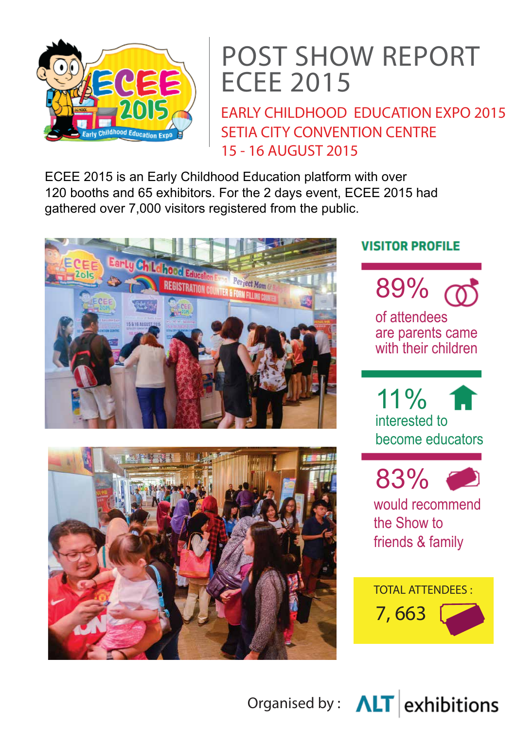# POST SHOW REPORT ECEE 2015

## EARLY CHILDHOOD EDUCATION EXPO 2015
## SETIA CITY CONVENTION CENTRE
## 15 - 16 AUGUST 2015

ECEE 2015 is an Early Childhood Education platform with over 120 booths and 65 exhibitors. For the 2 days event, ECEE 2015 had gathered over 7,000 visitors registered from the public.

### VISITOR PROFILE

**89%**
of attendees are parents came with their children

**11%**
interested to become educators

**83%**
would recommend the Show to friends & family

**TOTAL ATTENDEES :**
**7, 663**

Organised by : ALT exhibitions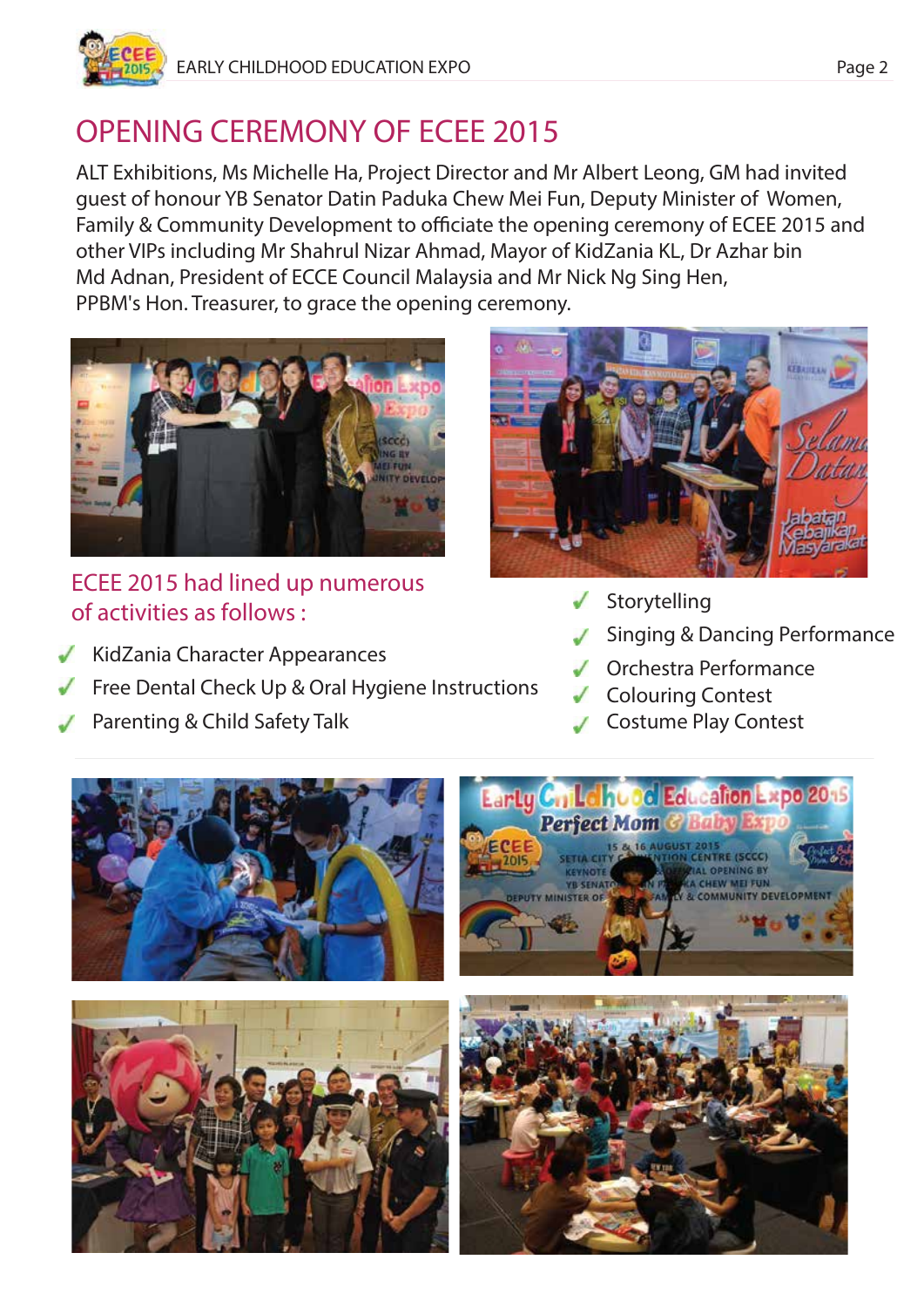# OPENING CEREMONY OF ECEE 2015

ALT Exhibitions, Ms Michelle Ha, Project Director and Mr Albert Leong, GM had invited guest of honour YB Senator Datin Paduka Chew Mei Fun, Deputy Minister of Women, Family & Community Development to officiate the opening ceremony of ECEE 2015 and other VIPs including Mr Shahrul Nizar Ahmad, Mayor of KidZania KL, Dr Azhar bin Md Adnan, President of ECCE Council Malaysia and Mr Nick Ng Sing Hen, PPBM's Hon. Treasurer, to grace the opening ceremony.

## ECEE 2015 had lined up numerous of activities as follows :

- KidZania Character Appearances
- Free Dental Check Up & Oral Hygiene Instructions
- Parenting & Child Safety Talk
- Storytelling
- Singing & Dancing Performance
- Orchestra Performance
- Colouring Contest
- Costume Play Contest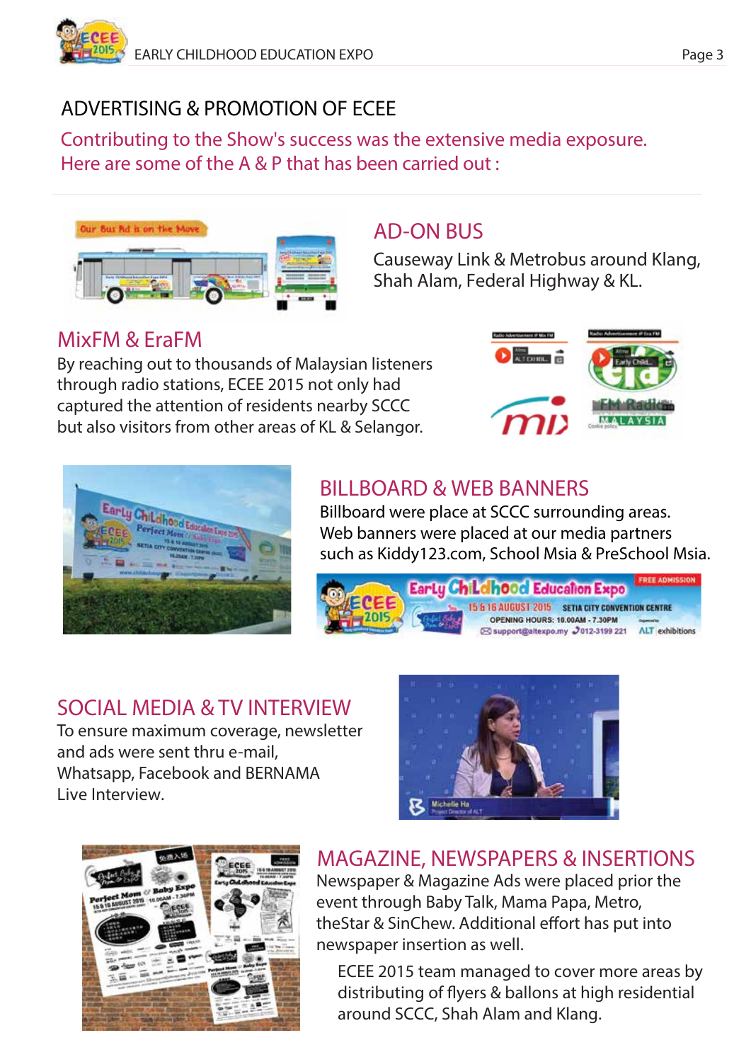# ADVERTISING & PROMOTION OF ECEE

Contributing to the Show's success was the extensive media exposure. Here are some of the A & P that has been carried out :

## AD-ON BUS

Causeway Link & Metrobus around Klang, Shah Alam, Federal Highway & KL.

## MixFM & EraFM

By reaching out to thousands of Malaysian listeners through radio stations, ECEE 2015 not only had captured the attention of residents nearby SCCC but also visitors from other areas of KL & Selangor.

## BILLBOARD & WEB BANNERS

Billboard were place at SCCC surrounding areas. Web banners were placed at our media partners such as Kiddy123.com, School Msia & PreSchool Msia.

## SOCIAL MEDIA & TV INTERVIEW

To ensure maximum coverage, newsletter and ads were sent thru e-mail, Whatsapp, Facebook and BERNAMA Live Interview.

## MAGAZINE, NEWSPAPERS & INSERTIONS

Newspaper & Magazine Ads were placed prior the event through Baby Talk, Mama Papa, Metro, theStar & SinChew. Additional effort has put into newspaper insertion as well.

ECEE 2015 team managed to cover more areas by distributing of flyers & ballons at high residential around SCCC, Shah Alam and Klang.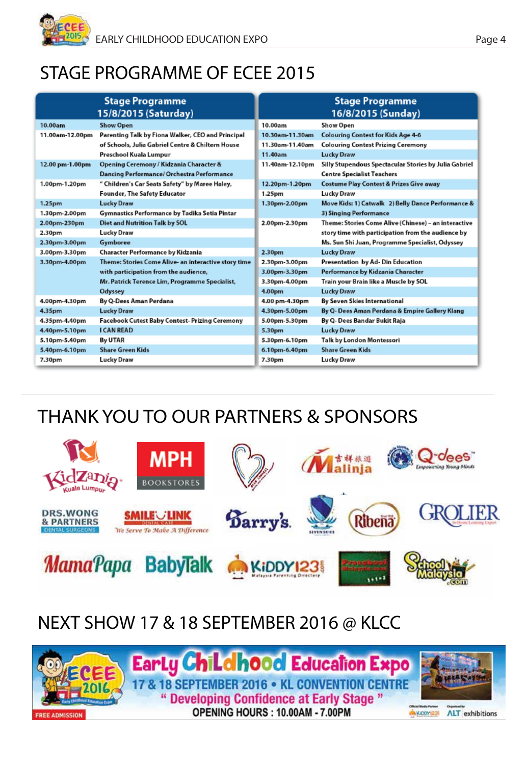# STAGE PROGRAMME OF ECEE 2015

| Stage Programme 15/8/2015 (Saturday) | |
|---|---|
| 10.00am | Show Open |
| 11.00am-12.00pm | Parenting Talk by Fiona Walker, CEO and Principal of Schools, Julia Gabriel Centre & Chiltern House Preschool Kuala Lumpur |
| 12.00 pm-1.00pm | Opening Ceremony / Kidzania Character & Dancing Performance/ Orchestra Performance |
| 1.00pm-1.20pm | " Children's Car Seats Safety" by Maree Haley, Founder, The Safety Educator |
| 1.25pm | Lucky Draw |
| 1.30pm-2.00pm | Gymnastics Performance by Tadika Setia Pintar |
| 2.00pm-230pm | Diet and Nutrition Talk by SOL |
| 2.30pm | Lucky Draw |
| 2.30pm-3.00pm | Gymboree |
| 3.00pm-3.30pm | Character Performance by Kidzania |
| 3.30pm-4.00pm | Theme: Stories Come Alive- an interactive story time with participation from the audience, Mr. Patrick Terence Lim, Programme Specialist, Odyssey |
| 4.00pm-4.30pm | By Q-Dees Aman Perdana |
| 4.35pm | Lucky Draw |
| 4.35pm-4.40pm | Facebook Cutest Baby Contest- Prizing Ceremony |
| 4.40pm-5.10pm | I CAN READ |
| 5.10pm-5.40pm | By UTAR |
| 5.40pm-6.10pm | Share Green Kids |
| 7.30pm | Lucky Draw |

| Stage Programme 16/8/2015 (Sunday) | |
|---|---|
| 10.00am | Show Open |
| 10.30am-11.30am | Colouring Contest for Kids Age 4-6 |
| 11.30am-11.40am | Colouring Contest Prizing Ceremony |
| 11.40am | Lucky Draw |
| 11.40am-12.10pm | Silly Stupendous Spectacular Stories by Julia Gabriel Centre Specialist Teachers |
| 12.20pm-1.20pm | Costume Play Contest & Prizes Give away |
| 1.25pm | Lucky Draw |
| 1.30pm-2.00pm | Move Kids: 1) Catwalk 2) Belly Dance Performance & 3) Singing Performance |
| 2.00pm-2.30pm | Theme: Stories Come Alive (Chinese) – an interactive story time with participation from the audience by Ms. Sun Shi Juan, Programme Specialist, Odyssey |
| 2.30pm | Lucky Draw |
| 2.30pm-3.00pm | Presentation by Ad- Din Education |
| 3.00pm-3.30pm | Performance by Kidzania Character |
| 3.30pm-4.00pm | Train your Brain like a Muscle by SOL |
| 4.00pm | Lucky Draw |
| 4.00 pm-4.30pm | By Seven Skies International |
| 4.30pm-5.00pm | By Q- Dees Aman Perdana & Empire Gallery Klang |
| 5.00pm-5.30pm | By Q- Dees Bandar Bukit Raja |
| 5.30pm | Lucky Draw |
| 5.30pm-6.10pm | Talk by London Montessori |
| 6.10pm-6.40pm | Share Green Kids |
| 7.30pm | Lucky Draw |

# THANK YOU TO OUR PARTNERS & SPONSORS

KidZania Kuala Lumpur, MPH Bookstores, Malinja, Q-dees Empowering Young Minds, Drs. Wong & Partners Dental Surgeons, Smile Link Dental Care – We Serve To Make A Difference, Barry's, Seven Skies, Ribena, Grolier, MamaPapa, BabyTalk, Kiddy123 Malaysia Parenting Directory, Preschool Malaysia, School Malaysia .com

# NEXT SHOW 17 & 18 SEPTEMBER 2016 @ KLCC

ECEE 2016 – Early Childhood Education Expo

17 & 18 SEPTEMBER 2016 • KL CONVENTION CENTRE

" Developing Confidence at Early Stage "

OPENING HOURS : 10.00AM - 7.00PM

FREE ADMISSION

Official Media Partner: Kiddy123 — Organised by: ALT exhibitions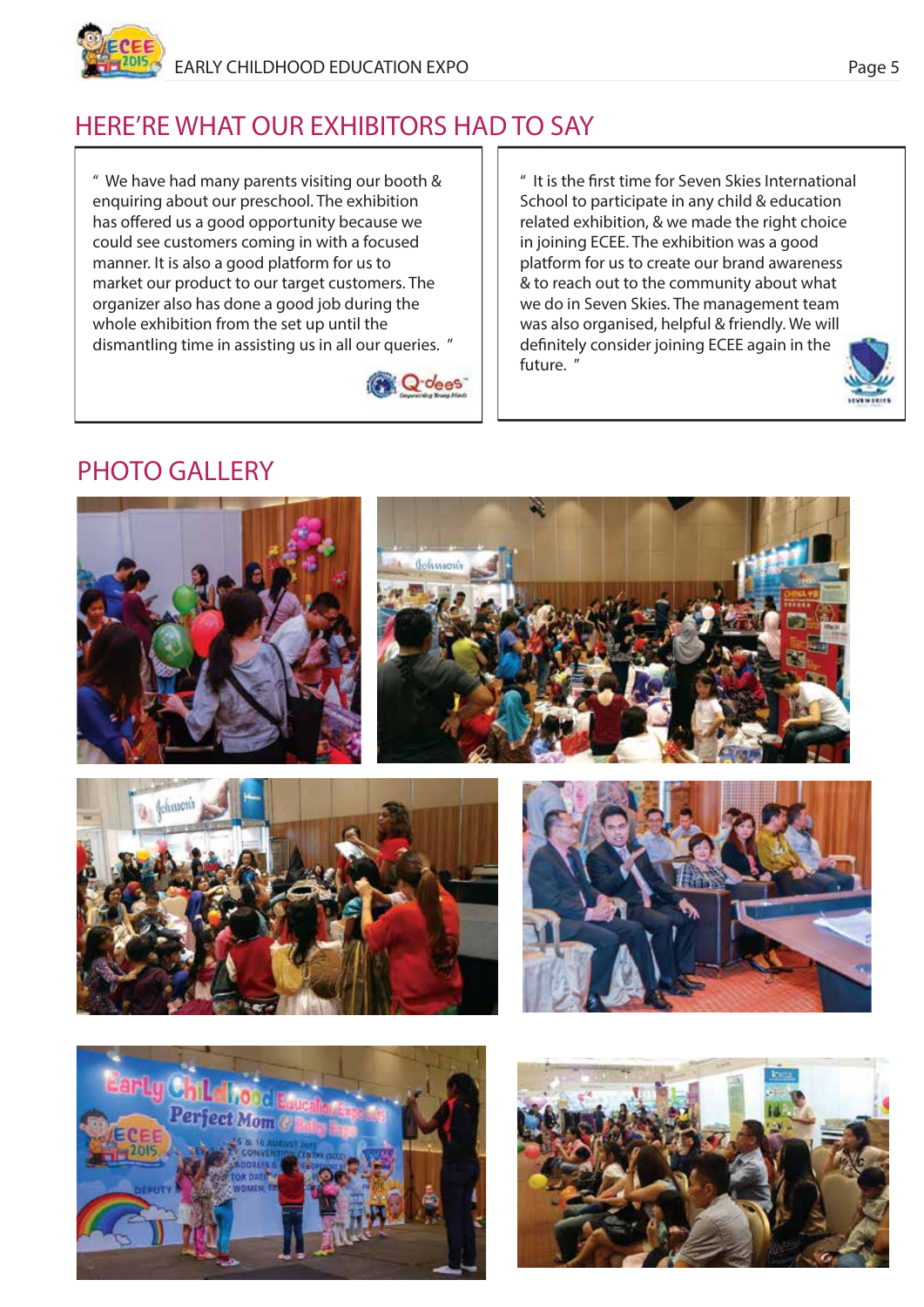## HERE'RE WHAT OUR EXHIBITORS HAD TO SAY

" We have had many parents visiting our booth & enquiring about our preschool. The exhibition has offered us a good opportunity because we could see customers coming in with a focused manner. It is also a good platform for us to market our product to our target customers. The organizer also has done a good job during the whole exhibition from the set up until the dismantling time in assisting us in all our queries. "

" It is the first time for Seven Skies International School to participate in any child & education related exhibition, & we made the right choice in joining ECEE. The exhibition was a good platform for us to create our brand awareness & to reach out to the community about what we do in Seven Skies. The management team was also organised, helpful & friendly. We will definitely consider joining ECEE again in the future. "

## PHOTO GALLERY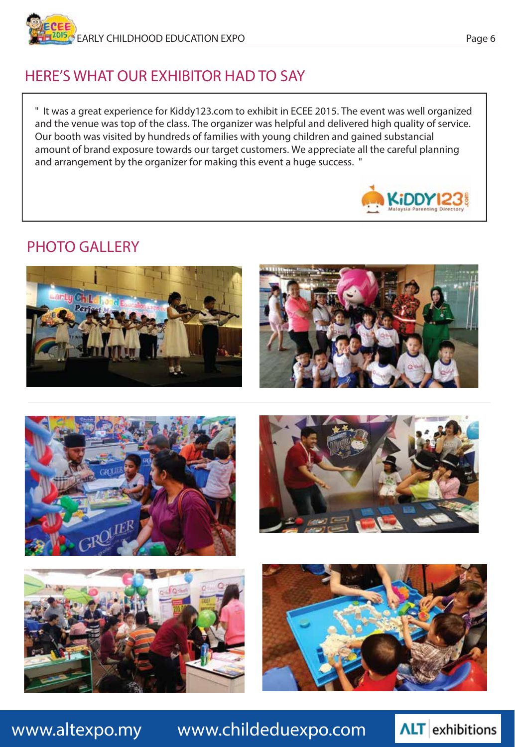## HERE'S WHAT OUR EXHIBITOR HAD TO SAY

" It was a great experience for Kiddy123.com to exhibit in ECEE 2015. The event was well organized and the venue was top of the class. The organizer was helpful and delivered high quality of service. Our booth was visited by hundreds of families with young children and gained substancial amount of brand exposure towards our target customers. We appreciate all the careful planning and arrangement by the organizer for making this event a huge success. "

KiDDY123.com
Malaysia Parenting Directory

## PHOTO GALLERY

www.altexpo.my www.childeduexpo.com ALT exhibitions